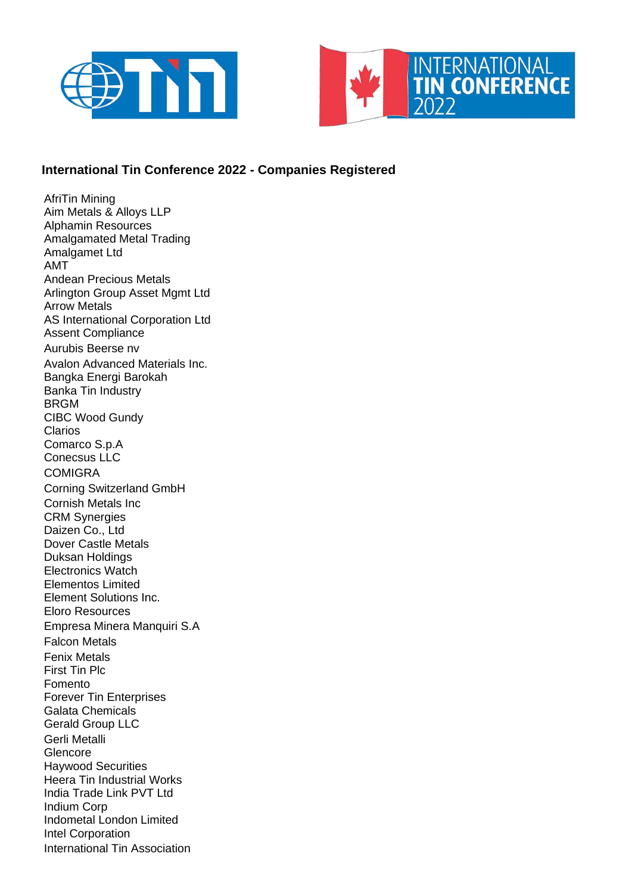**International Tin Conference 2022 - Companies Registered**

AfriTin Mining
Aim Metals & Alloys LLP
Alphamin Resources
Amalgamated Metal Trading
Amalgamet Ltd
AMT
Andean Precious Metals
Arlington Group Asset Mgmt Ltd
Arrow Metals
AS International Corporation Ltd
Assent Compliance
Aurubis Beerse nv
Avalon Advanced Materials Inc.
Bangka Energi Barokah
Banka Tin Industry
BRGM
CIBC Wood Gundy
Clarios
Comarco S.p.A
Conecsus LLC
COMIGRA
Corning Switzerland GmbH
Cornish Metals Inc
CRM Synergies
Daizen Co., Ltd
Dover Castle Metals
Duksan Holdings
Electronics Watch
Elementos Limited
Element Solutions Inc.
Eloro Resources
Empresa Minera Manquiri S.A
Falcon Metals
Fenix Metals
First Tin Plc
Fomento
Forever Tin Enterprises
Galata Chemicals
Gerald Group LLC
Gerli Metalli
Glencore
Haywood Securities
Heera Tin Industrial Works
India Trade Link PVT Ltd
Indium Corp
Indometal London Limited
Intel Corporation
International Tin Association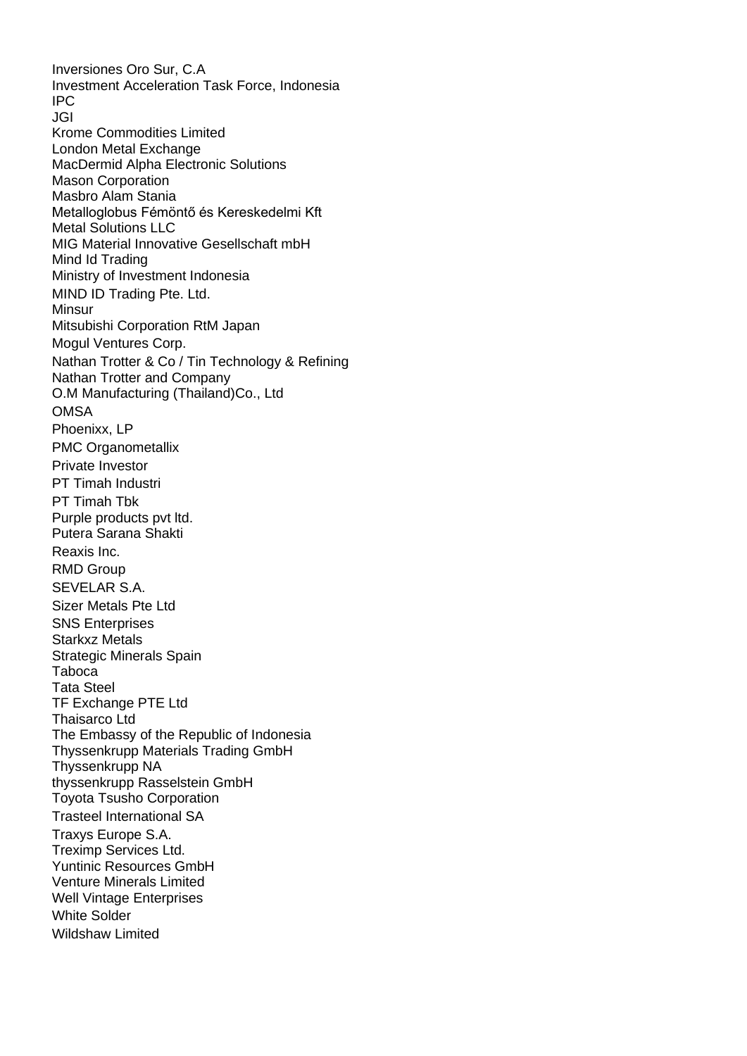Inversiones Oro Sur, C.A
Investment Acceleration Task Force, Indonesia
IPC
JGI
Krome Commodities Limited
London Metal Exchange
MacDermid Alpha Electronic Solutions
Mason Corporation
Masbro Alam Stania
Metalloglobus Fémöntő és Kereskedelmi Kft
Metal Solutions LLC
MIG Material Innovative Gesellschaft mbH
Mind Id Trading
Ministry of Investment Indonesia
MIND ID Trading Pte. Ltd.
Minsur
Mitsubishi Corporation RtM Japan
Mogul Ventures Corp.
Nathan Trotter & Co / Tin Technology & Refining
Nathan Trotter and Company
O.M Manufacturing (Thailand)Co., Ltd
OMSA
Phoenixx, LP
PMC Organometallix
Private Investor
PT Timah Industri
PT Timah Tbk
Purple products pvt ltd.
Putera Sarana Shakti
Reaxis Inc.
RMD Group
SEVELAR S.A.
Sizer Metals Pte Ltd
SNS Enterprises
Starkxz Metals
Strategic Minerals Spain
Taboca
Tata Steel
TF Exchange PTE Ltd
Thaisarco Ltd
The Embassy of the Republic of Indonesia
Thyssenkrupp Materials Trading GmbH
Thyssenkrupp NA
thyssenkrupp Rasselstein GmbH
Toyota Tsusho Corporation
Trasteel International SA
Traxys Europe S.A.
Treximp Services Ltd.
Yuntinic Resources GmbH
Venture Minerals Limited
Well Vintage Enterprises
White Solder
Wildshaw Limited